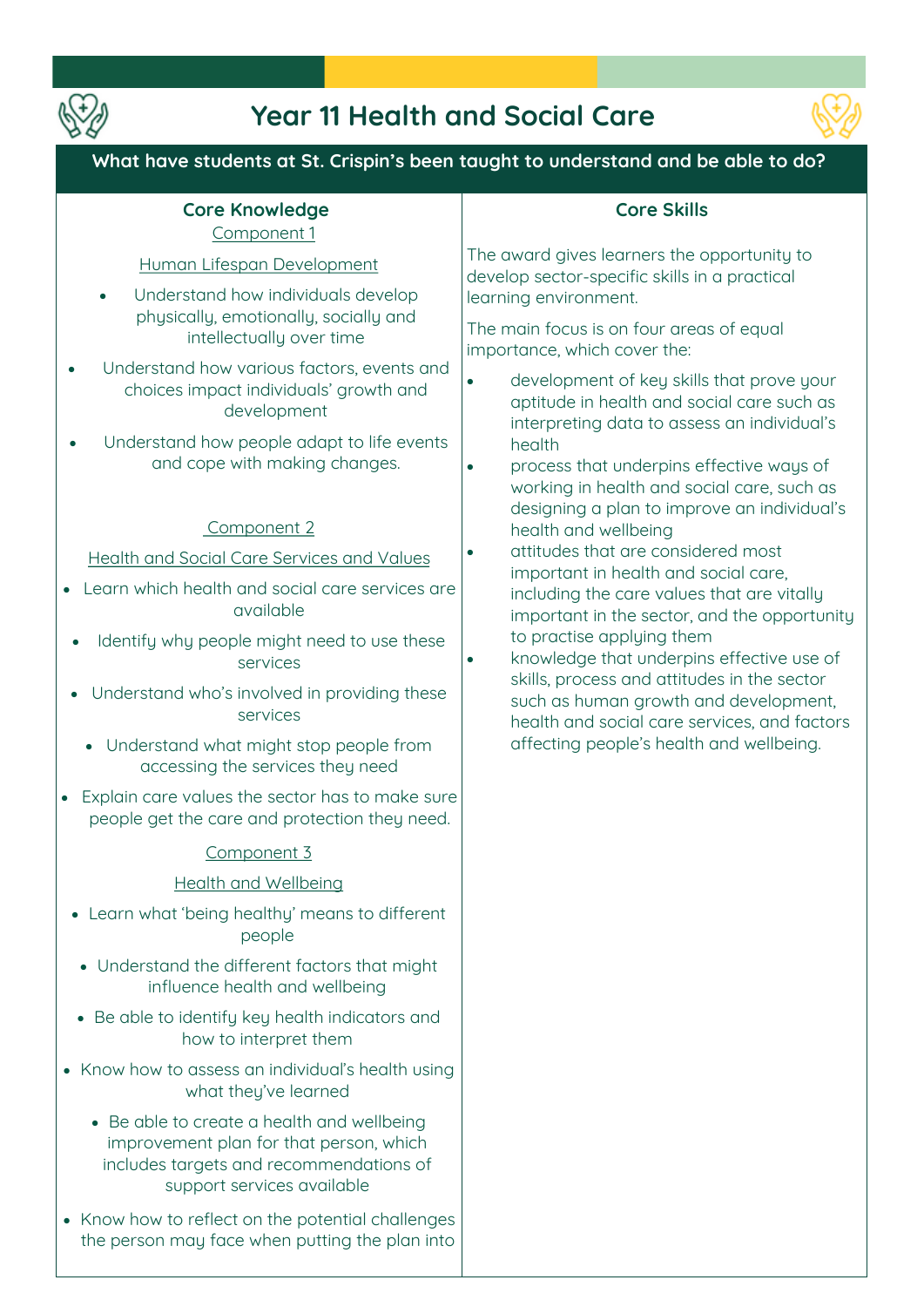# Year 11 Health and Social Care

## What have students at St. Crispin's been taught to understand and be able to do?

### Core Knowledge

Component 1

Human Lifespan Development

- Understand how individuals develop physically, emotionally, socially and intellectually over time
- Understand how various factors, events and choices impact individuals' growth and development
- Understand how people adapt to life events and cope with making changes.

Component 2

Health and Social Care Services and Values

- Learn which health and social care services are available
- Identify why people might need to use these services
- Understand who's involved in providing these services
- Understand what might stop people from accessing the services they need
- Explain care values the sector has to make sure people get the care and protection they need.

Component 3

Health and Wellbeing

- Learn what 'being healthy' means to different people
- Understand the different factors that might influence health and wellbeing
- Be able to identify key health indicators and how to interpret them
- Know how to assess an individual's health using what they've learned
- Be able to create a health and wellbeing improvement plan for that person, which includes targets and recommendations of support services available
- Know how to reflect on the potential challenges the person may face when putting the plan into

### Core Skills

The award gives learners the opportunity to develop sector-specific skills in a practical learning environment.

The main focus is on four areas of equal importance, which cover the:

- development of key skills that prove your aptitude in health and social care such as interpreting data to assess an individual's health
- process that underpins effective ways of working in health and social care, such as designing a plan to improve an individual's health and wellbeing
- attitudes that are considered most important in health and social care, including the care values that are vitally important in the sector, and the opportunity to practise applying them
- knowledge that underpins effective use of skills, process and attitudes in the sector such as human growth and development, health and social care services, and factors affecting people's health and wellbeing.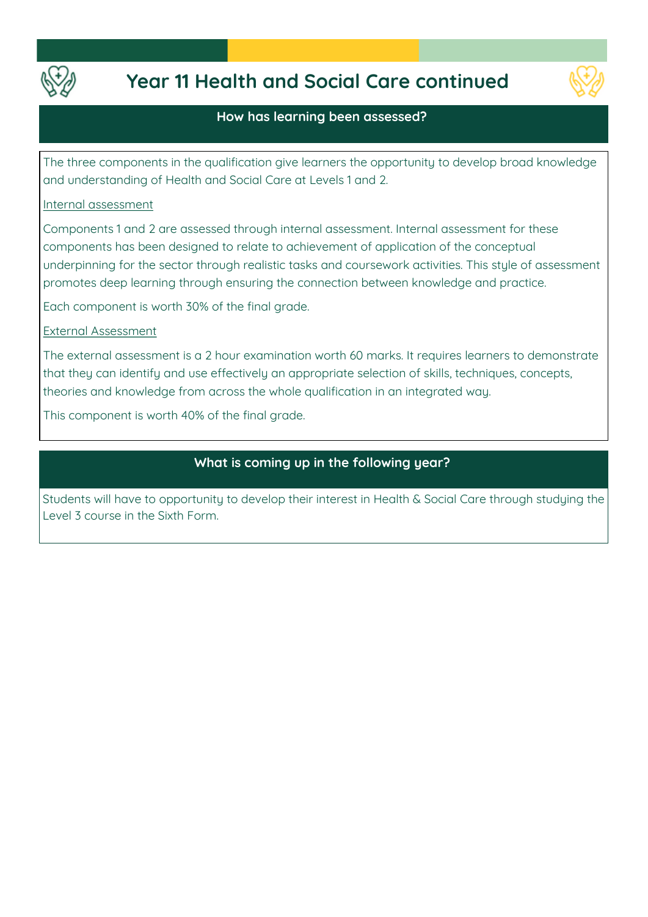# Year 11 Health and Social Care continued

## How has learning been assessed?

The three components in the qualification give learners the opportunity to develop broad knowledge and understanding of Health and Social Care at Levels 1 and 2.

Internal assessment

Components 1 and 2 are assessed through internal assessment. Internal assessment for these components has been designed to relate to achievement of application of the conceptual underpinning for the sector through realistic tasks and coursework activities. This style of assessment promotes deep learning through ensuring the connection between knowledge and practice.

Each component is worth 30% of the final grade.

External Assessment

The external assessment is a 2 hour examination worth 60 marks. It requires learners to demonstrate that they can identify and use effectively an appropriate selection of skills, techniques, concepts, theories and knowledge from across the whole qualification in an integrated way.

This component is worth 40% of the final grade.

## What is coming up in the following year?

Students will have to opportunity to develop their interest in Health & Social Care through studying the Level 3 course in the Sixth Form.